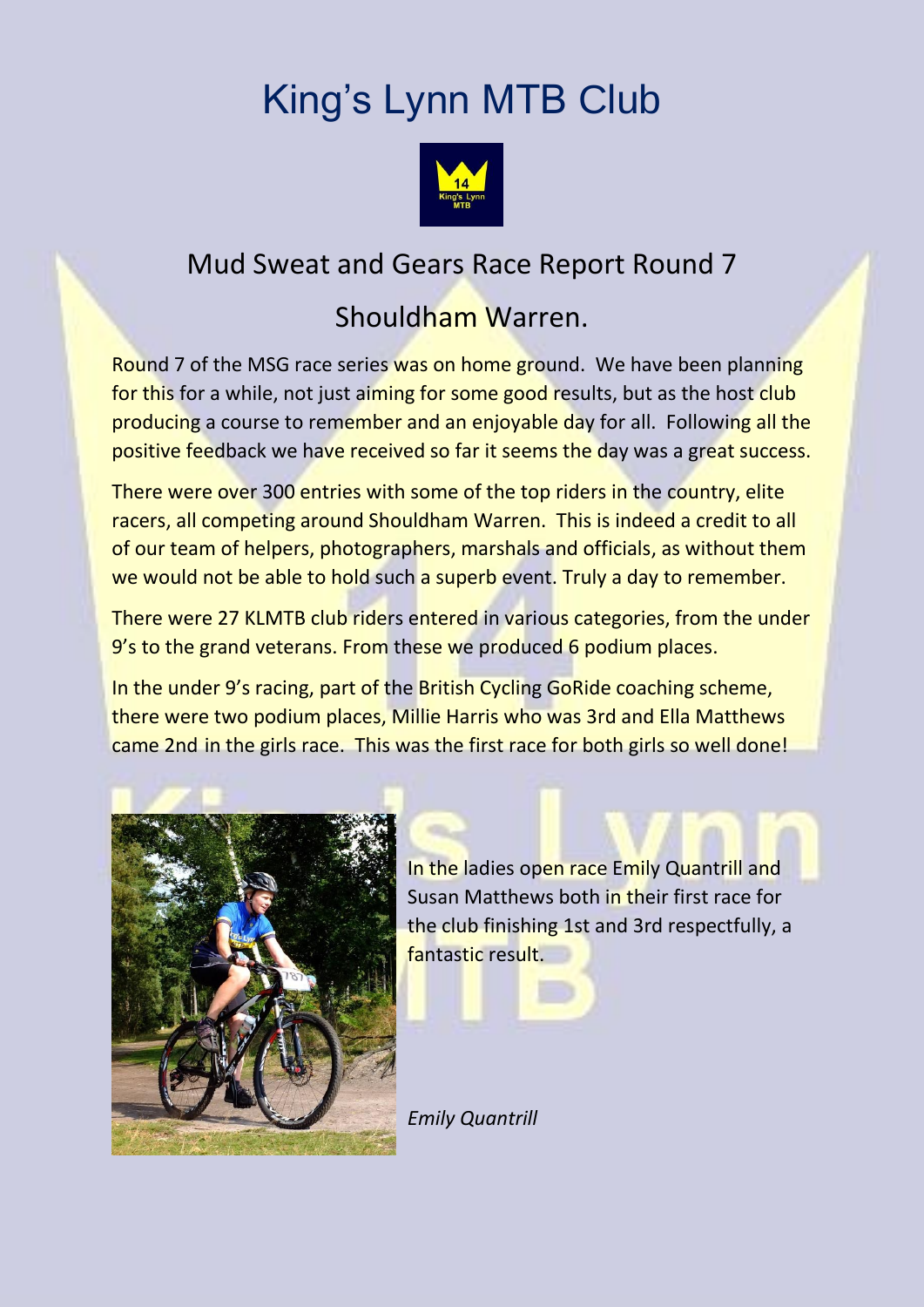# King's Lynn MTB Club

## Mud Sweat and Gears Race Report Round 7

## Shouldham Warren.

Round 7 of the MSG race series was on home ground. We have been planning for this for a while, not just aiming for some good results, but as the host club producing a course to remember and an enjoyable day for all. Following all the positive feedback we have received so far it seems the day was a great success.

There were over 300 entries with some of the top riders in the country, elite racers, all competing around Shouldham Warren. This is indeed a credit to all of our team of helpers, photographers, marshals and officials, as without them we would not be able to hold such a superb event. Truly a day to remember.

There were 27 KLMTB club riders entered in various categories, from the under 9's to the grand veterans. From these we produced 6 podium places.

In the under 9's racing, part of the British Cycling GoRide coaching scheme, there were two podium places, Millie Harris who was 3rd and Ella Matthews came 2nd in the girls race. This was the first race for both girls so well done!

In the ladies open race Emily Quantrill and Susan Matthews both in their first race for the club finishing 1st and 3rd respectfully, a fantastic result.

*Emily Quantrill*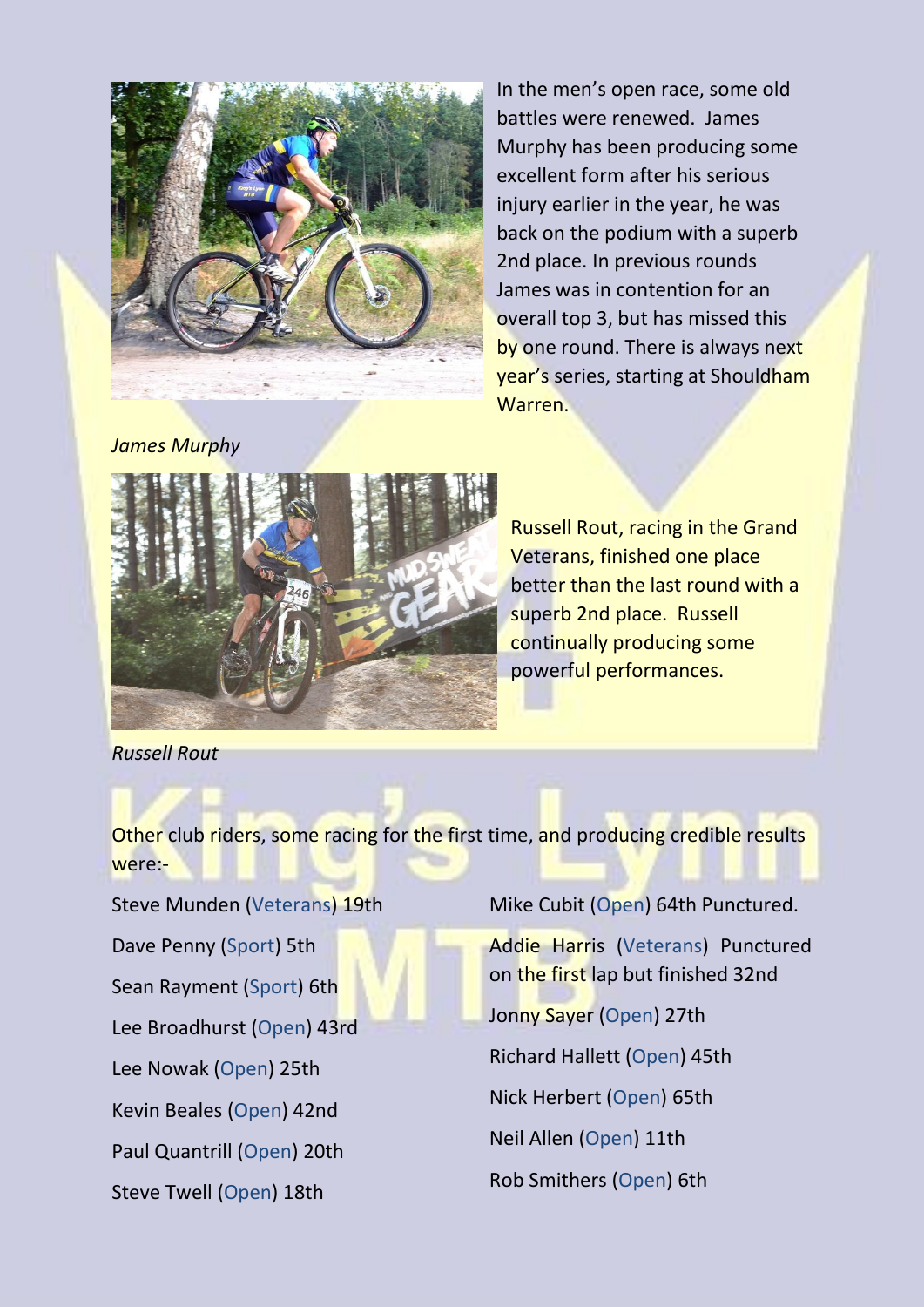In the men's open race, some old battles were renewed. James Murphy has been producing some excellent form after his serious injury earlier in the year, he was back on the podium with a superb 2nd place. In previous rounds James was in contention for an overall top 3, but has missed this by one round. There is always next year's series, starting at Shouldham Warren.

*James Murphy*

Russell Rout, racing in the Grand Veterans, finished one place better than the last round with a superb 2nd place. Russell continually producing some powerful performances.

*Russell Rout*

Other club riders, some racing for the first time, and producing credible results were:-

Steve Munden (Veterans) 19th

Dave Penny (Sport) 5th

Sean Rayment (Sport) 6th

Lee Broadhurst (Open) 43rd

Lee Nowak (Open) 25th

Kevin Beales (Open) 42nd

Paul Quantrill (Open) 20th

Steve Twell (Open) 18th

Mike Cubit (Open) 64th Punctured.

Addie Harris (Veterans) Punctured on the first lap but finished 32nd

Jonny Sayer (Open) 27th

Richard Hallett (Open) 45th

Nick Herbert (Open) 65th

Neil Allen (Open) 11th

Rob Smithers (Open) 6th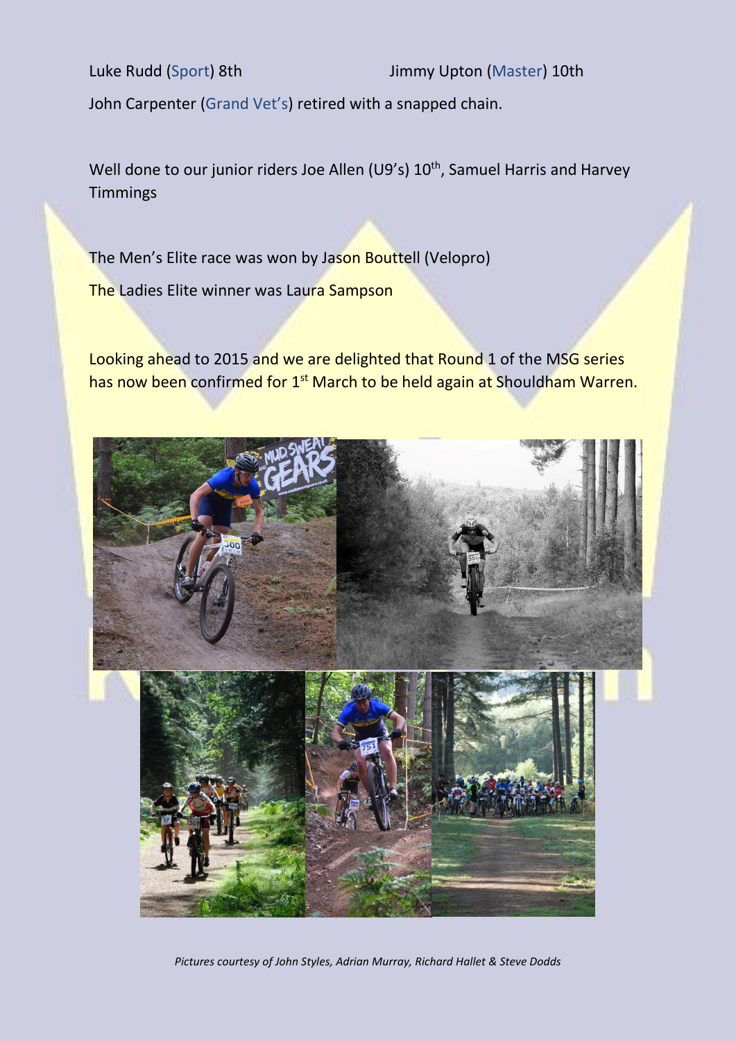Luke Rudd (Sport) 8th

Jimmy Upton (Master) 10th

John Carpenter (Grand Vet's) retired with a snapped chain.

Well done to our junior riders Joe Allen (U9's) 10th, Samuel Harris and Harvey Timmings

The Men's Elite race was won by Jason Bouttell (Velopro)

The Ladies Elite winner was Laura Sampson

Looking ahead to 2015 and we are delighted that Round 1 of the MSG series has now been confirmed for 1st March to be held again at Shouldham Warren.

*Pictures courtesy of John Styles, Adrian Murray, Richard Hallet & Steve Dodds*